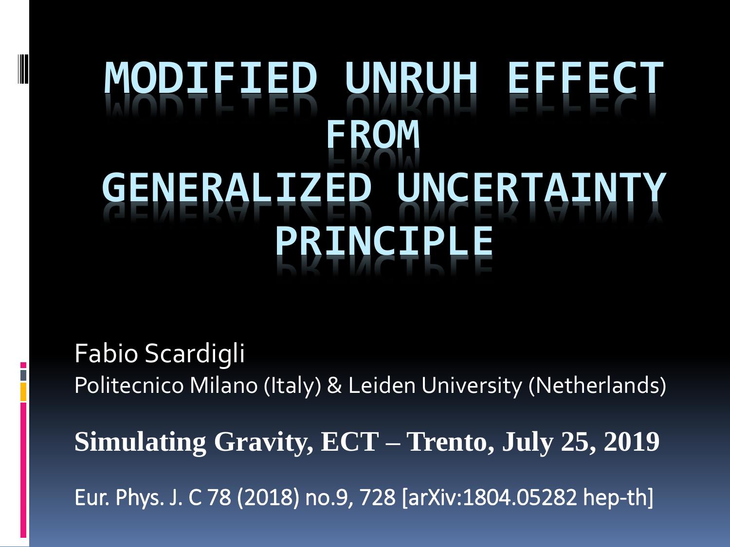# MODIFIED UNRUH EFFECT FROM GENERALIZED UNCERTAINTY PRINCIPLE

Fabio Scardigli

Politecnico Milano (Italy) & Leiden University (Netherlands)

**Simulating Gravity, ECT – Trento, July 25, 2019**

Eur. Phys. J. C 78 (2018) no.9, 728 [arXiv:1804.05282 hep-th]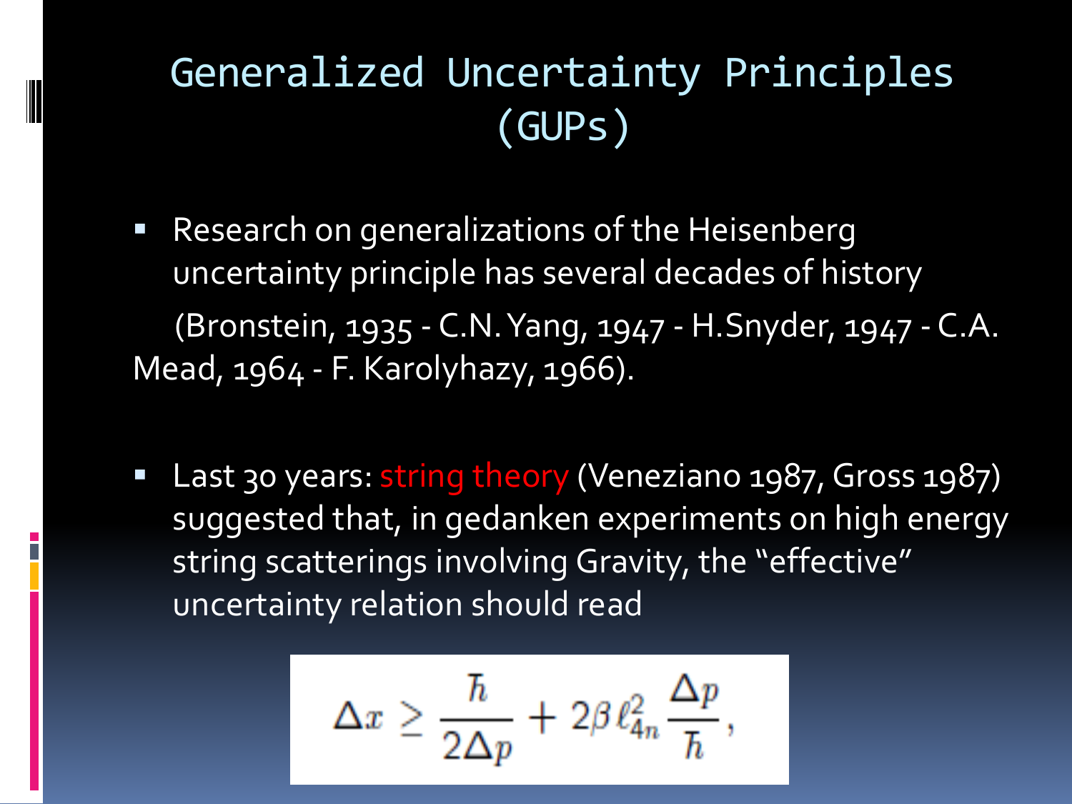# Generalized Uncertainty Principles (GUPs)

- Research on generalizations of the Heisenberg uncertainty principle has several decades of history

  (Bronstein, 1935 - C.N. Yang, 1947 - H.Snyder, 1947 - C.A. Mead, 1964 - F. Karolyhazy, 1966).

- Last 30 years: string theory (Veneziano 1987, Gross 1987) suggested that, in gedanken experiments on high energy string scatterings involving Gravity, the "effective" uncertainty relation should read

$$\Delta x \geq \frac{\hbar}{2\Delta p} + 2\beta \, \ell_{4n}^2 \, \frac{\Delta p}{\hbar},$$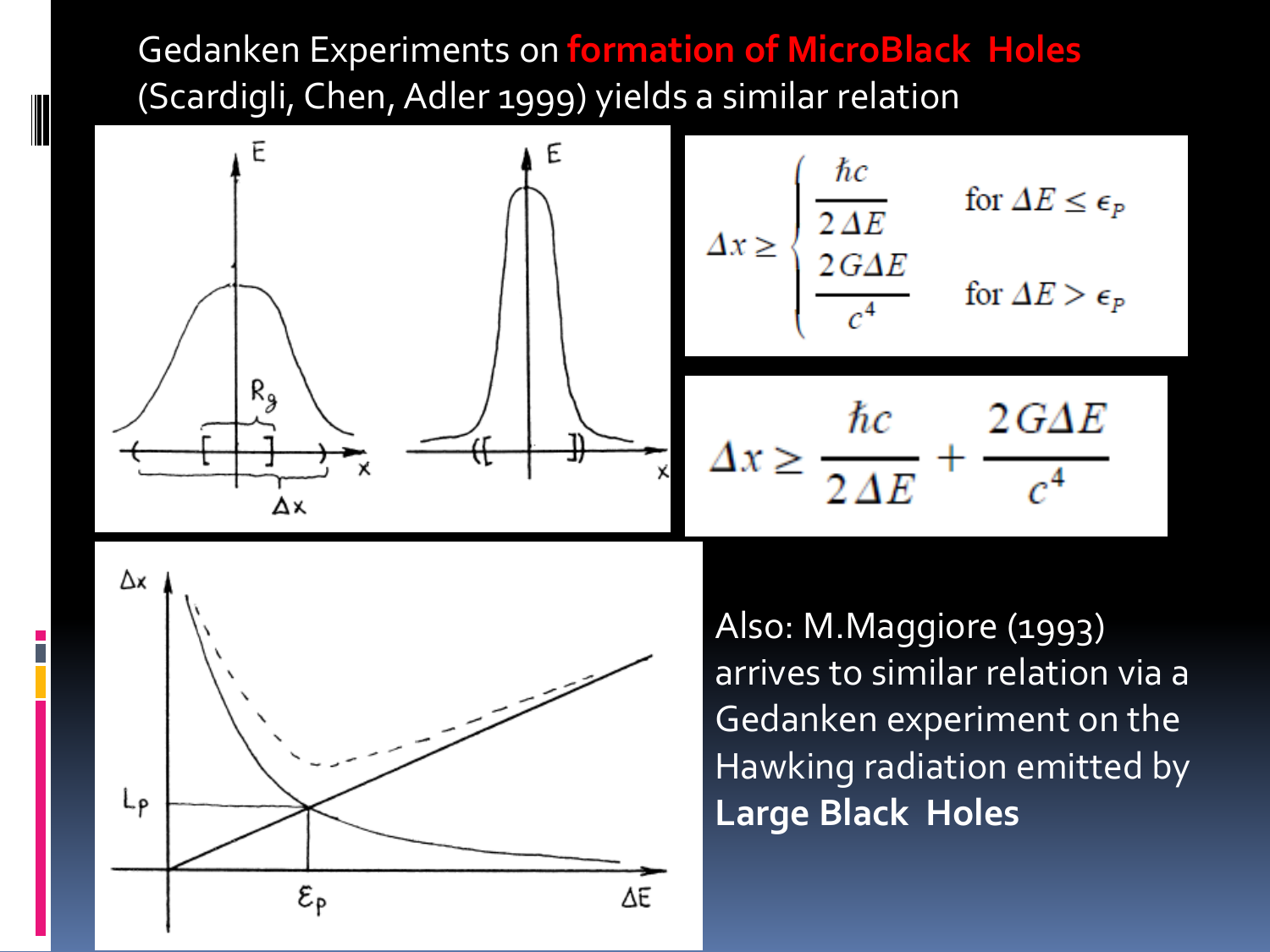Gedanken Experiments on **formation of MicroBlack Holes** (Scardigli, Chen, Adler 1999) yields a similar relation

$$\Delta x \geq \begin{cases} \dfrac{\hbar c}{2\,\Delta E} & \text{for } \Delta E \leq \epsilon_P \\ \dfrac{2G\Delta E}{c^4} & \text{for } \Delta E > \epsilon_P \end{cases}$$

$$\Delta x \geq \frac{\hbar c}{2\,\Delta E} + \frac{2G\Delta E}{c^4}$$

Also: M.Maggiore (1993) arrives to similar relation via a Gedanken experiment on the Hawking radiation emitted by **Large Black Holes**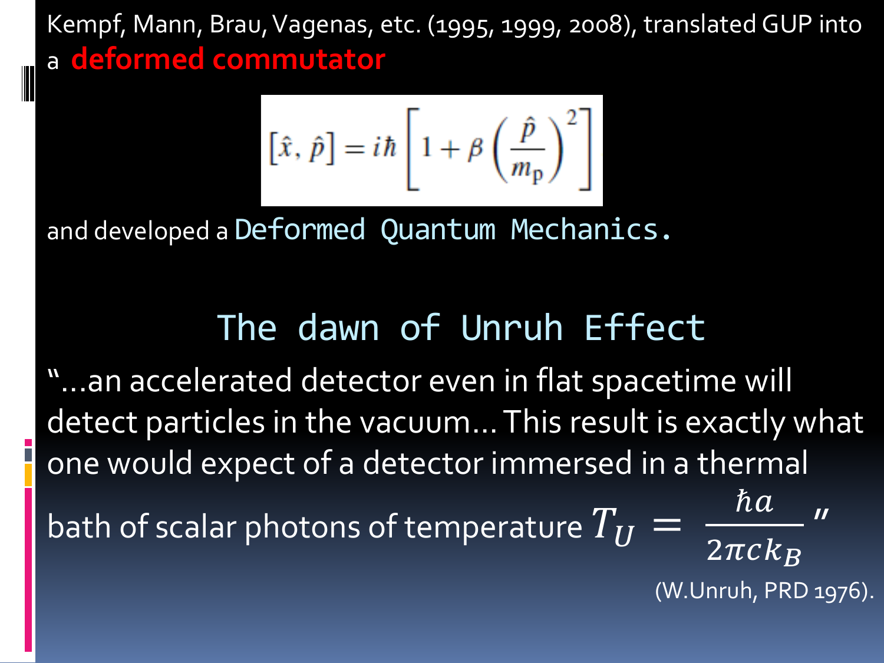Kempf, Mann, Brau, Vagenas, etc. (1995, 1999, 2008), translated GUP into a **deformed commutator**

$$[\hat{x}, \hat{p}] = i\hbar \left[ 1 + \beta \left( \frac{\hat{p}}{m_{\mathrm{p}}} \right)^2 \right]$$

and developed a Deformed Quantum Mechanics.

## The dawn of Unruh Effect

"…an accelerated detector even in flat spacetime will detect particles in the vacuum… This result is exactly what one would expect of a detector immersed in a thermal bath of scalar photons of temperature $T_U = \dfrac{\hbar a}{2\pi c k_B}$"

(W.Unruh, PRD 1976).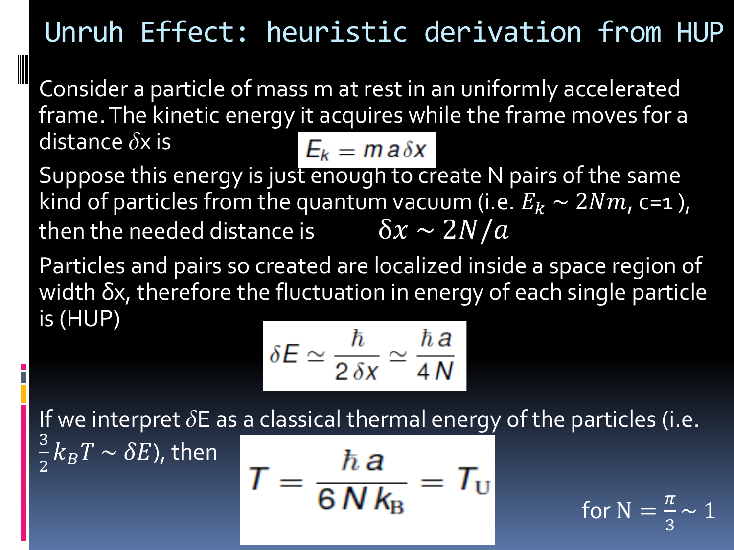# Unruh Effect: heuristic derivation from HUP

Consider a particle of mass m at rest in an uniformly accelerated frame. The kinetic energy it acquires while the frame moves for a distance $\delta$x is

$$E_k = m a \delta x$$

Suppose this energy is just enough to create N pairs of the same kind of particles from the quantum vacuum (i.e. $E_k \sim 2Nm$, c=1 ), then the needed distance is

$$\delta x \sim 2N/a$$

Particles and pairs so created are localized inside a space region of width δx, therefore the fluctuation in energy of each single particle is (HUP)

$$\delta E \simeq \frac{\hbar}{2\,\delta x} \simeq \frac{\hbar\, a}{4\,N}$$

If we interpret $\delta$E as a classical thermal energy of the particles (i.e. $\frac{3}{2}k_B T \sim \delta E$), then

$$T = \frac{\hbar\, a}{6\,N\,k_{\mathrm{B}}} = T_{\mathrm{U}}$$

for $\mathrm{N} = \frac{\pi}{3} \sim 1$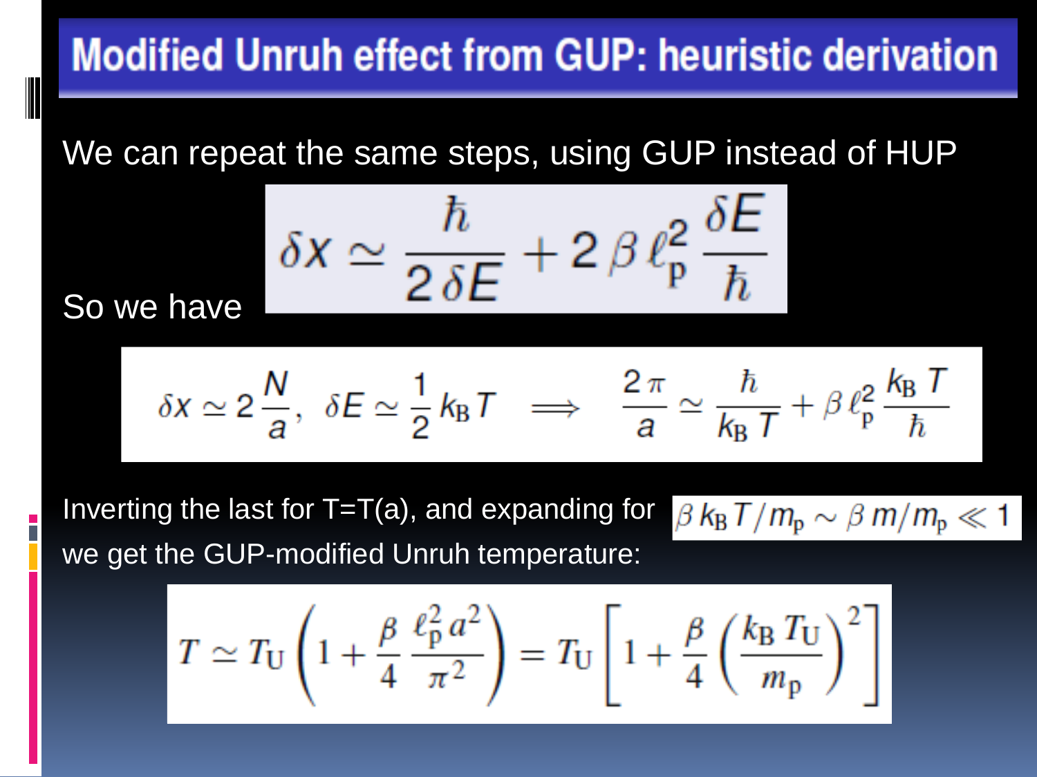# Modified Unruh effect from GUP: heuristic derivation

We can repeat the same steps, using GUP instead of HUP

So we have

$$\delta x \simeq \frac{\hbar}{2\,\delta E} + 2\,\beta\,\ell_{\mathrm{p}}^2\,\frac{\delta E}{\hbar}$$

$$\delta x \simeq 2\,\frac{N}{a},\ \ \delta E \simeq \frac{1}{2}\,k_{\mathrm{B}}\,T \quad \Longrightarrow \quad \frac{2\,\pi}{a} \simeq \frac{\hbar}{k_{\mathrm{B}}\,T} + \beta\,\ell_{\mathrm{p}}^2\,\frac{k_{\mathrm{B}}\,T}{\hbar}$$

Inverting the last for T=T(a), and expanding for $\beta\,k_{\mathrm{B}}\,T/m_{\mathrm{p}} \sim \beta\,m/m_{\mathrm{p}} \ll 1$ we get the GUP-modified Unruh temperature:

$$T \simeq T_{\mathrm{U}}\left(1 + \frac{\beta}{4}\,\frac{\ell_{\mathrm{p}}^2\,a^2}{\pi^2}\right) = T_{\mathrm{U}}\left[1 + \frac{\beta}{4}\left(\frac{k_{\mathrm{B}}\,T_{\mathrm{U}}}{m_{\mathrm{p}}}\right)^2\right]$$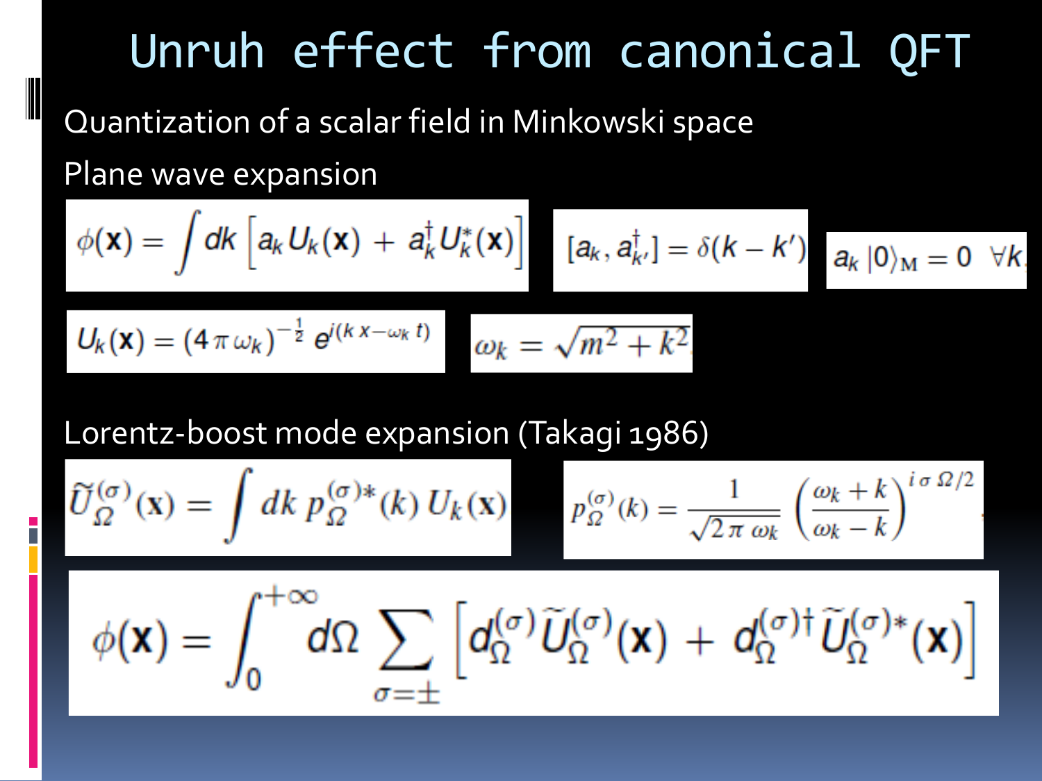# Unruh effect from canonical QFT

Quantization of a scalar field in Minkowski space

Plane wave expansion

$$\phi(\mathbf{x}) = \int dk \left[ a_k U_k(\mathbf{x}) + a_k^\dagger U_k^*(\mathbf{x}) \right]$$

$$[a_k, a_{k'}^\dagger] = \delta(k - k')$$

$$a_k |0\rangle_{\mathrm{M}} = 0 \quad \forall k$$

$$U_k(\mathbf{x}) = (4\pi\omega_k)^{-\frac{1}{2}} e^{i(k\,x - \omega_k\,t)}$$

$$\omega_k = \sqrt{m^2 + k^2}$$

Lorentz-boost mode expansion (Takagi 1986)

$$\widetilde{U}_\Omega^{(\sigma)}(\mathbf{x}) = \int dk\, p_\Omega^{(\sigma)*}(k)\, U_k(\mathbf{x})$$

$$p_\Omega^{(\sigma)}(k) = \frac{1}{\sqrt{2\pi\,\omega_k}} \left( \frac{\omega_k + k}{\omega_k - k} \right)^{i\,\sigma\,\Omega/2}$$

$$\phi(\mathbf{x}) = \int_0^{+\infty} d\Omega \sum_{\sigma=\pm} \left[ d_\Omega^{(\sigma)} \widetilde{U}_\Omega^{(\sigma)}(\mathbf{x}) + d_\Omega^{(\sigma)\dagger} \widetilde{U}_\Omega^{(\sigma)*}(\mathbf{x}) \right]$$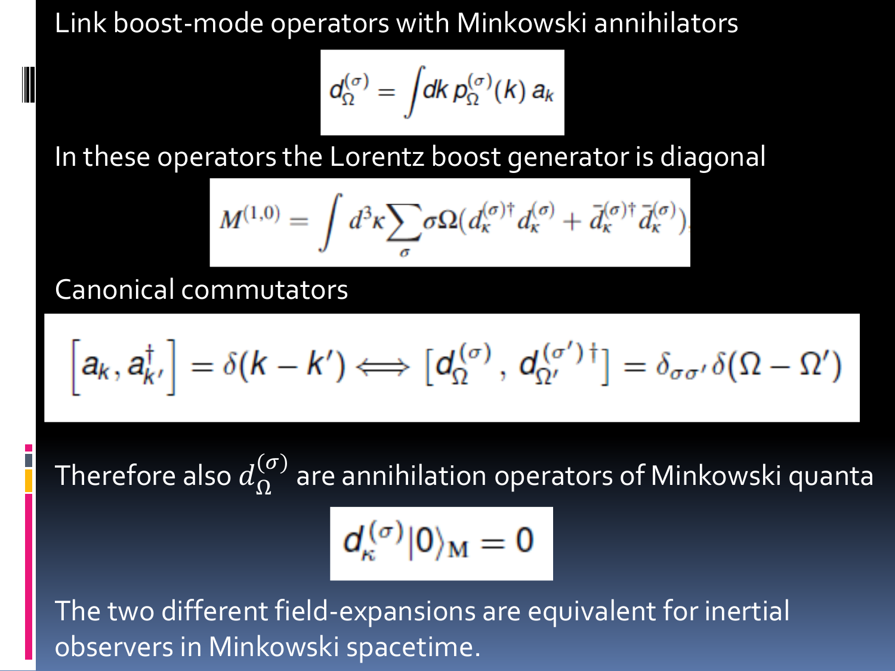Link boost-mode operators with Minkowski annihilators

$$d_\Omega^{(\sigma)} = \int dk \, p_\Omega^{(\sigma)}(k) \, a_k$$

In these operators the Lorentz boost generator is diagonal

$$M^{(1,0)} = \int d^3\kappa \sum_\sigma \sigma\Omega \left( d_\kappa^{(\sigma)\dagger} d_\kappa^{(\sigma)} + \bar{d}_\kappa^{(\sigma)\dagger} \bar{d}_\kappa^{(\sigma)} \right)$$

Canonical commutators

$$\left[a_k, a_{k'}^\dagger\right] = \delta(k - k') \Longleftrightarrow \left[d_\Omega^{(\sigma)}, d_{\Omega'}^{(\sigma')\dagger}\right] = \delta_{\sigma\sigma'} \delta(\Omega - \Omega')$$

Therefore also $d_\Omega^{(\sigma)}$ are annihilation operators of Minkowski quanta

$$d_\kappa^{(\sigma)} |0\rangle_M = 0$$

The two different field-expansions are equivalent for inertial observers in Minkowski spacetime.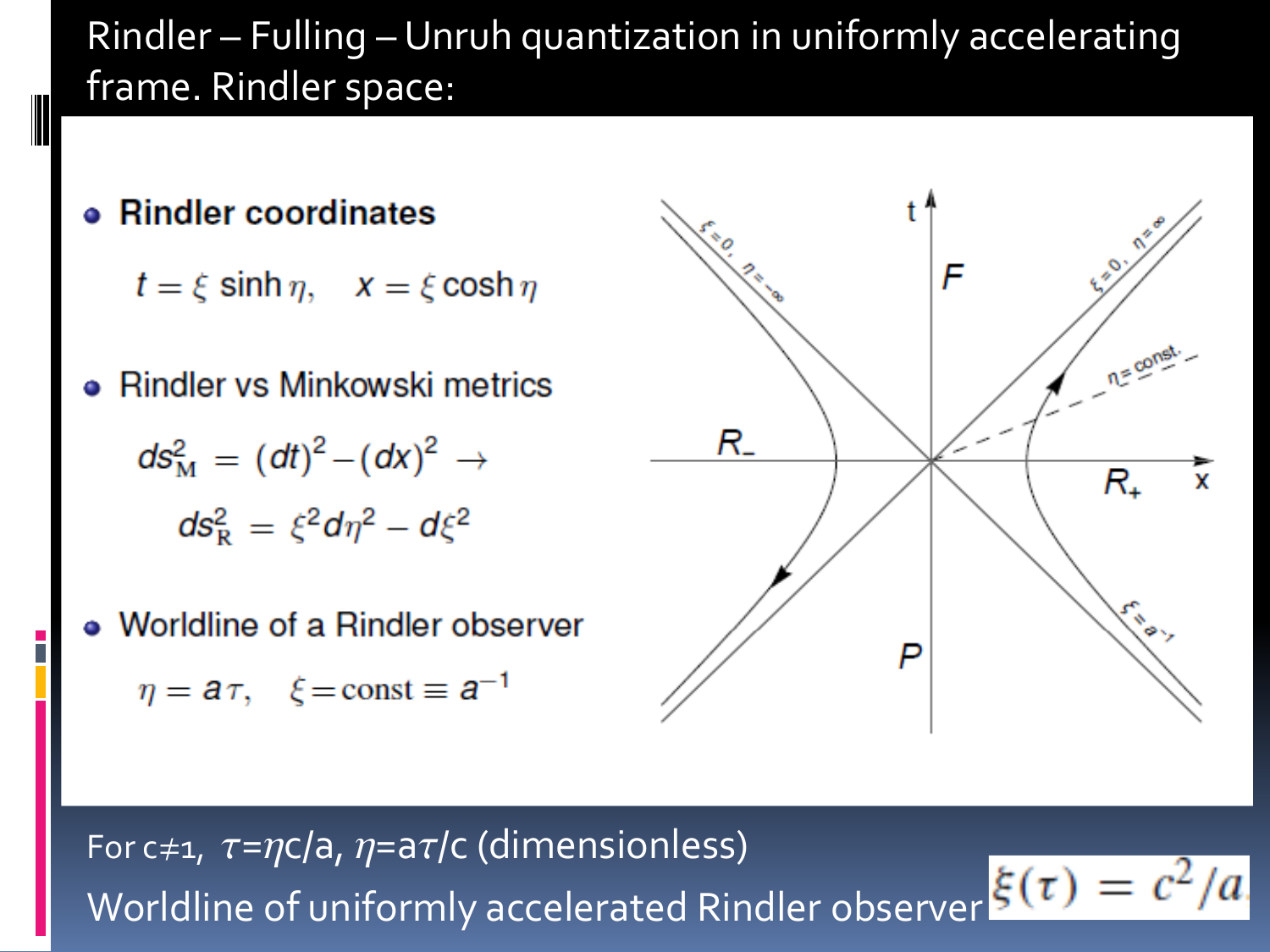# Rindler – Fulling – Unruh quantization in uniformly accelerating frame. Rindler space:

- **Rindler coordinates**

$$t = \xi \sinh \eta, \quad x = \xi \cosh \eta$$

- **Rindler vs Minkowski metrics**

$$ds^2_{\mathrm{M}} = (dt)^2 - (dx)^2 \rightarrow$$

$$ds^2_{\mathrm{R}} = \xi^2 d\eta^2 - d\xi^2$$

- **Worldline of a Rindler observer**

$$\eta = a\tau, \quad \xi = \text{const} \equiv a^{-1}$$

For c≠1, $\tau=\eta c/a$, $\eta=a\tau/c$ (dimensionless)

Worldline of uniformly accelerated Rindler observer $\xi(\tau) = c^2/a$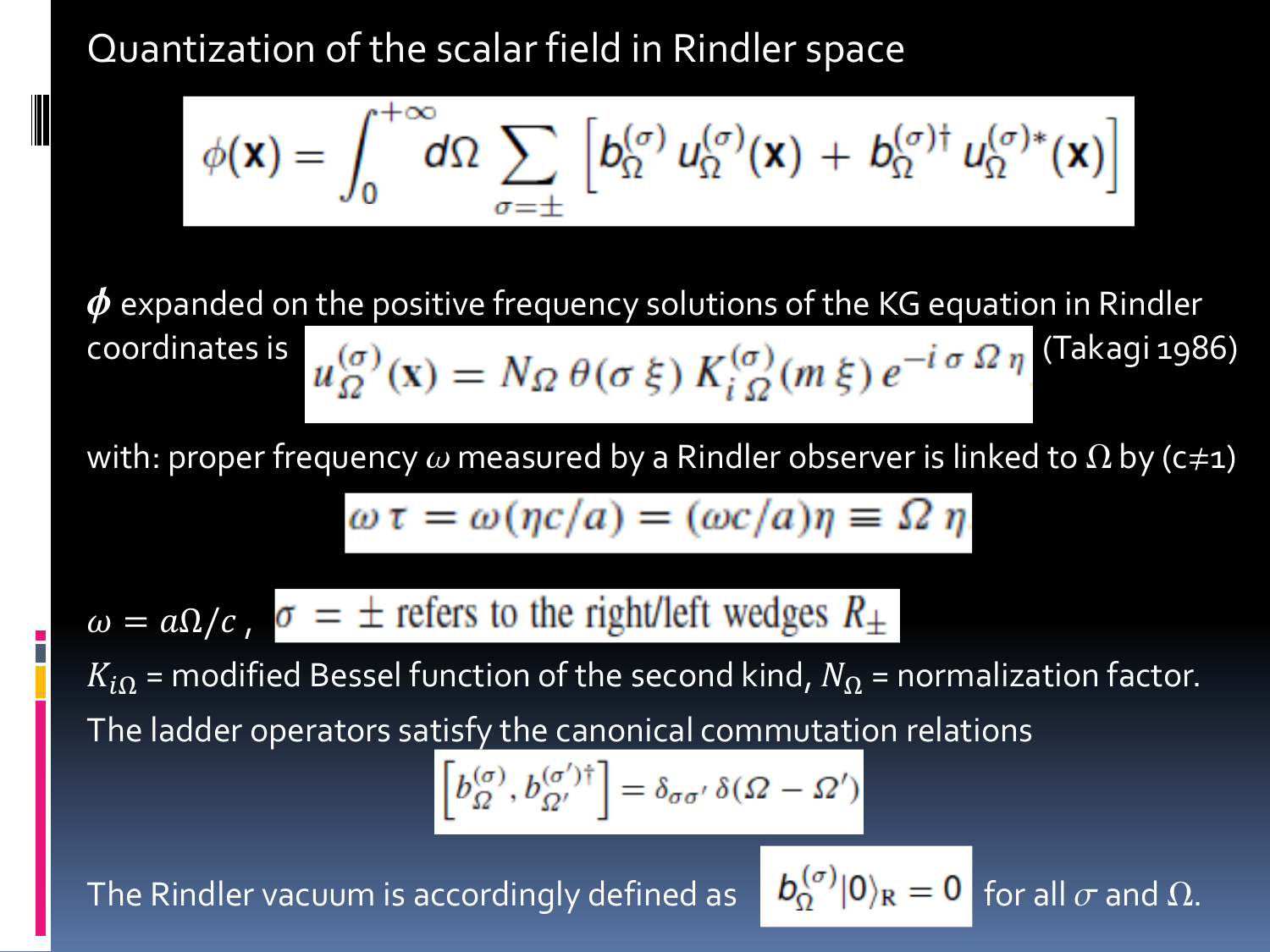# Quantization of the scalar field in Rindler space

$$\phi(\mathbf{x}) = \int_0^{+\infty} d\Omega \sum_{\sigma=\pm} \left[ b_\Omega^{(\sigma)} u_\Omega^{(\sigma)}(\mathbf{x}) + b_\Omega^{(\sigma)\dagger} u_\Omega^{(\sigma)*}(\mathbf{x}) \right]$$

$\boldsymbol{\phi}$ expanded on the positive frequency solutions of the KG equation in Rindler coordinates is $u_\Omega^{(\sigma)}(\mathrm{x}) = N_\Omega \, \theta(\sigma \, \xi) \, K_{i\,\Omega}^{(\sigma)}(m\,\xi) \, e^{-i\,\sigma\,\Omega\,\eta}$ (Takagi 1986)

with: proper frequency $\omega$ measured by a Rindler observer is linked to $\Omega$ by (c≠1)

$$\omega \, \tau = \omega(\eta c/a) = (\omega c/a)\eta \equiv \Omega \, \eta$$

$\omega = a\Omega/c$ , $\sigma = \pm$ refers to the right/left wedges $R_\pm$

$K_{i\Omega}$ = modified Bessel function of the second kind, $N_\Omega$ = normalization factor.

The ladder operators satisfy the canonical commutation relations

$$\left[ b_\Omega^{(\sigma)}, b_{\Omega'}^{(\sigma')\dagger} \right] = \delta_{\sigma\sigma'} \, \delta(\Omega - \Omega')$$

The Rindler vacuum is accordingly defined as $b_\Omega^{(\sigma)} |0\rangle_{\mathrm{R}} = 0$ for all $\sigma$ and $\Omega$.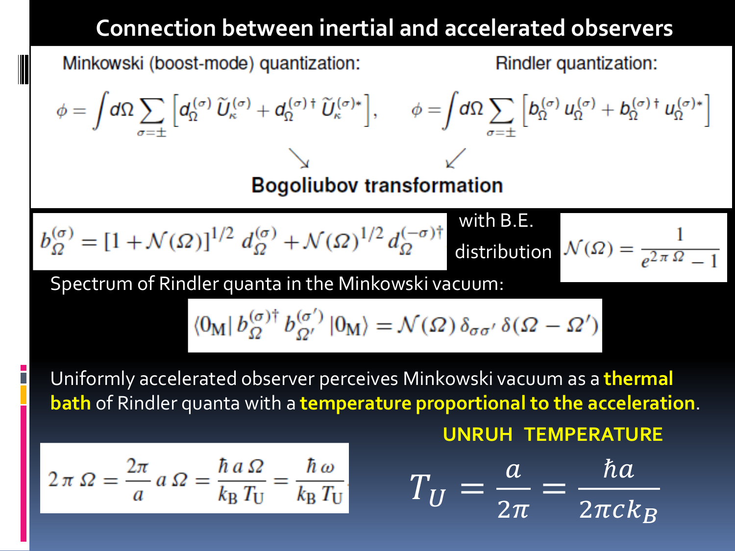# Connection between inertial and accelerated observers

Minkowski (boost-mode) quantization:

$$\phi = \int d\Omega \sum_{\sigma=\pm} \left[ d_\Omega^{(\sigma)}\, \tilde{U}_\kappa^{(\sigma)} + d_\Omega^{(\sigma)\dagger}\, \tilde{U}_\kappa^{(\sigma)*} \right],$$

Rindler quantization:

$$\phi = \int d\Omega \sum_{\sigma=\pm} \left[ b_\Omega^{(\sigma)}\, u_\Omega^{(\sigma)} + b_\Omega^{(\sigma)\dagger}\, u_\Omega^{(\sigma)*} \right]$$

**Bogoliubov transformation**

$$b_\Omega^{(\sigma)} = [1 + \mathcal{N}(\Omega)]^{1/2}\, d_\Omega^{(\sigma)} + \mathcal{N}(\Omega)^{1/2}\, d_\Omega^{(-\sigma)\dagger}$$

with B.E. distribution

$$\mathcal{N}(\Omega) = \frac{1}{e^{2\pi\Omega} - 1}$$

Spectrum of Rindler quanta in the Minkowski vacuum:

$$\langle 0_\mathrm{M} |\, b_\Omega^{(\sigma)\dagger}\, b_{\Omega'}^{(\sigma')}\, | 0_\mathrm{M} \rangle = \mathcal{N}(\Omega)\, \delta_{\sigma\sigma'}\, \delta(\Omega - \Omega')$$

Uniformly accelerated observer perceives Minkowski vacuum as a **thermal bath** of Rindler quanta with a **temperature proportional to the acceleration**.

$$2\pi\,\Omega = \frac{2\pi}{a}\, a\,\Omega = \frac{\hbar\, a\, \Omega}{k_\mathrm{B}\, T_\mathrm{U}} = \frac{\hbar\,\omega}{k_\mathrm{B}\, T_\mathrm{U}}$$

**UNRUH TEMPERATURE**

$$T_U = \frac{a}{2\pi} = \frac{\hbar a}{2\pi c k_B}$$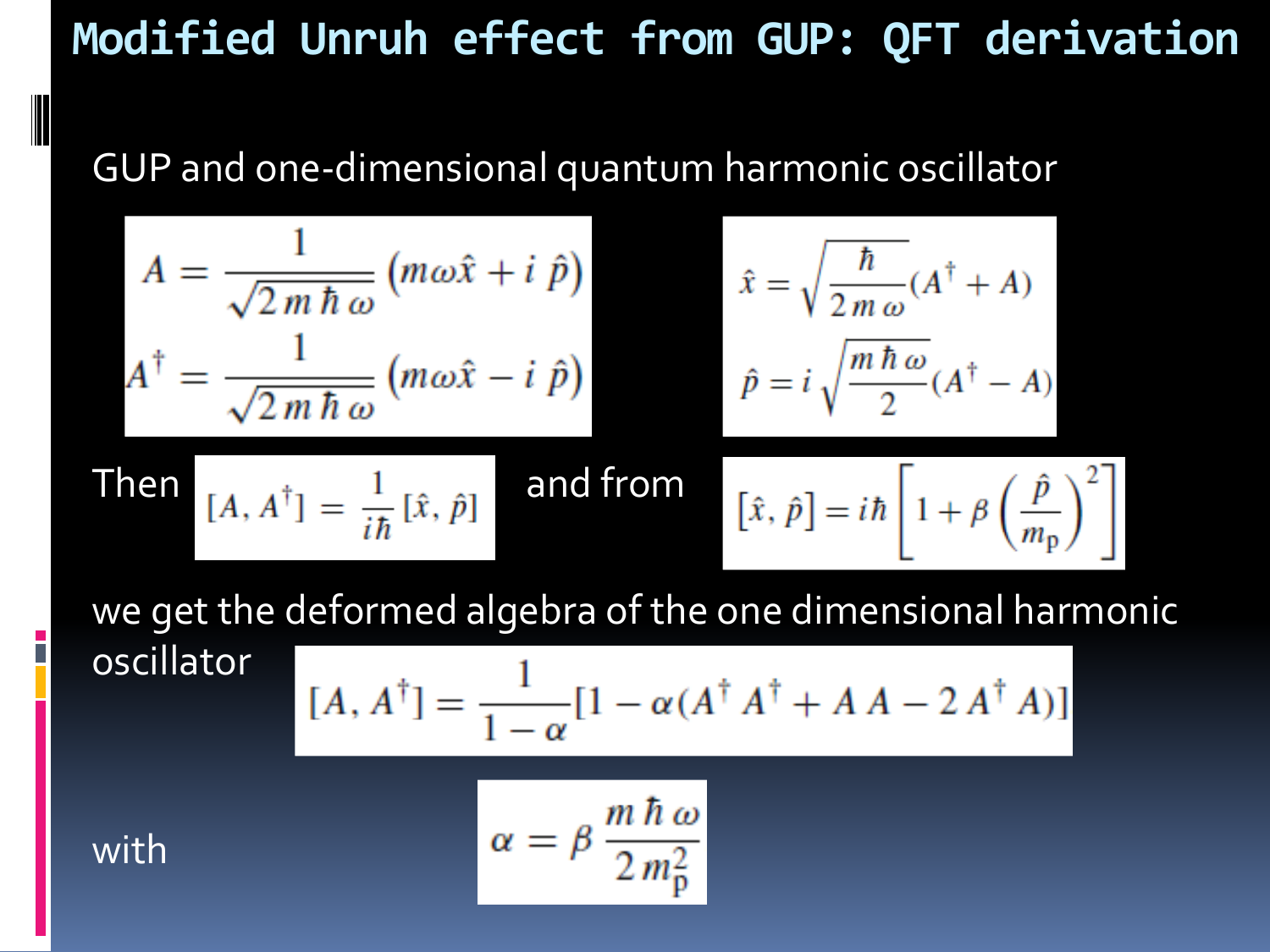# Modified Unruh effect from GUP: QFT derivation

GUP and one-dimensional quantum harmonic oscillator

$$A = \frac{1}{\sqrt{2\,m\,\hbar\,\omega}}\left(m\omega\hat{x} + i\,\hat{p}\right)$$
$$A^{\dagger} = \frac{1}{\sqrt{2\,m\,\hbar\,\omega}}\left(m\omega\hat{x} - i\,\hat{p}\right)$$

$$\hat{x} = \sqrt{\frac{\hbar}{2\,m\,\omega}}(A^{\dagger} + A)$$
$$\hat{p} = i\sqrt{\frac{m\,\hbar\,\omega}{2}}(A^{\dagger} - A)$$

Then $[A, A^{\dagger}] = \frac{1}{i\hbar}[\hat{x}, \hat{p}]$ and from $[\hat{x}, \hat{p}] = i\hbar\left[1 + \beta\left(\frac{\hat{p}}{m_{\rm p}}\right)^2\right]$

we get the deformed algebra of the one dimensional harmonic oscillator

$$[A, A^{\dagger}] = \frac{1}{1-\alpha}[1 - \alpha(A^{\dagger}A^{\dagger} + A\,A - 2\,A^{\dagger}A)]$$

with

$$\alpha = \beta\,\frac{m\,\hbar\,\omega}{2\,m_{\rm p}^2}$$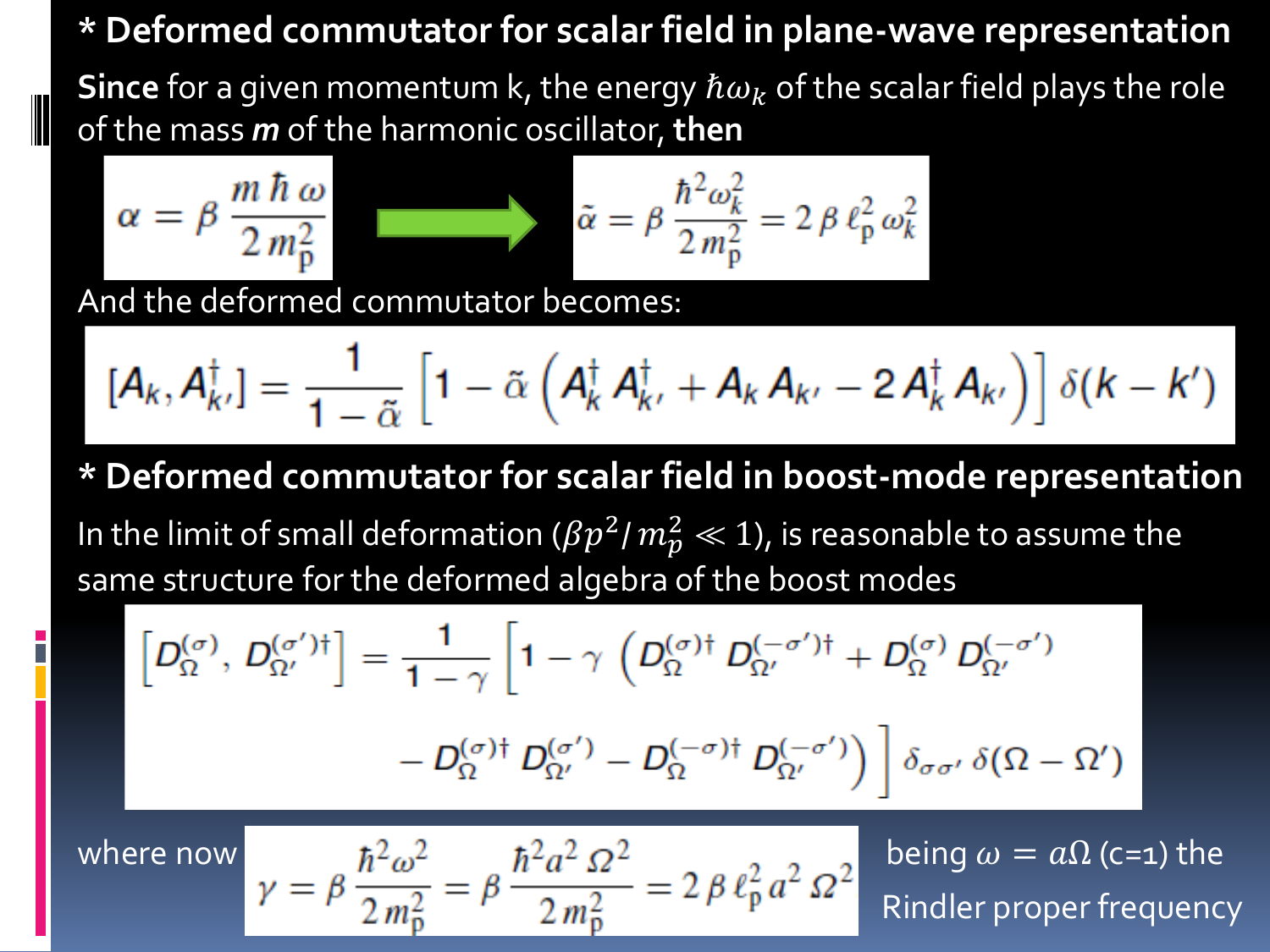## * Deformed commutator for scalar field in plane-wave representation

**Since** for a given momentum k, the energy $\hbar\omega_k$ of the scalar field plays the role of the mass ***m*** of the harmonic oscillator, **then**

$$\alpha = \beta \frac{m\,\hbar\,\omega}{2\,m_{\rm p}^2} \;\longrightarrow\; \tilde{\alpha} = \beta \frac{\hbar^2\omega_k^2}{2\,m_{\rm p}^2} = 2\,\beta\,\ell_{\rm p}^2\,\omega_k^2$$

And the deformed commutator becomes:

$$[A_k, A_{k'}^\dagger] = \frac{1}{1-\tilde{\alpha}}\left[1 - \tilde{\alpha}\left(A_k^\dagger\, A_{k'}^\dagger + A_k\, A_{k'} - 2\,A_k^\dagger\, A_{k'}\right)\right]\delta(k-k')$$

## * Deformed commutator for scalar field in boost-mode representation

In the limit of small deformation ($\beta p^2 / m_p^2 \ll 1$), is reasonable to assume the same structure for the deformed algebra of the boost modes

$$\left[D_\Omega^{(\sigma)},\, D_{\Omega'}^{(\sigma')\dagger}\right] = \frac{1}{1-\gamma}\Big[1 - \gamma\,\Big(D_\Omega^{(\sigma)\dagger}\,D_{\Omega'}^{(-\sigma')\dagger} + D_\Omega^{(\sigma)}\,D_{\Omega'}^{(-\sigma')} - D_\Omega^{(\sigma)\dagger}\,D_{\Omega'}^{(\sigma')} - D_\Omega^{(-\sigma)\dagger}\,D_{\Omega'}^{(-\sigma')}\Big)\Big]\,\delta_{\sigma\sigma'}\,\delta(\Omega-\Omega')$$

where now

$$\gamma = \beta\frac{\hbar^2\omega^2}{2\,m_{\rm p}^2} = \beta\frac{\hbar^2 a^2\,\Omega^2}{2\,m_{\rm p}^2} = 2\,\beta\,\ell_{\rm p}^2\,a^2\,\Omega^2$$

being $\omega = a\Omega$ (c=1) the Rindler proper frequency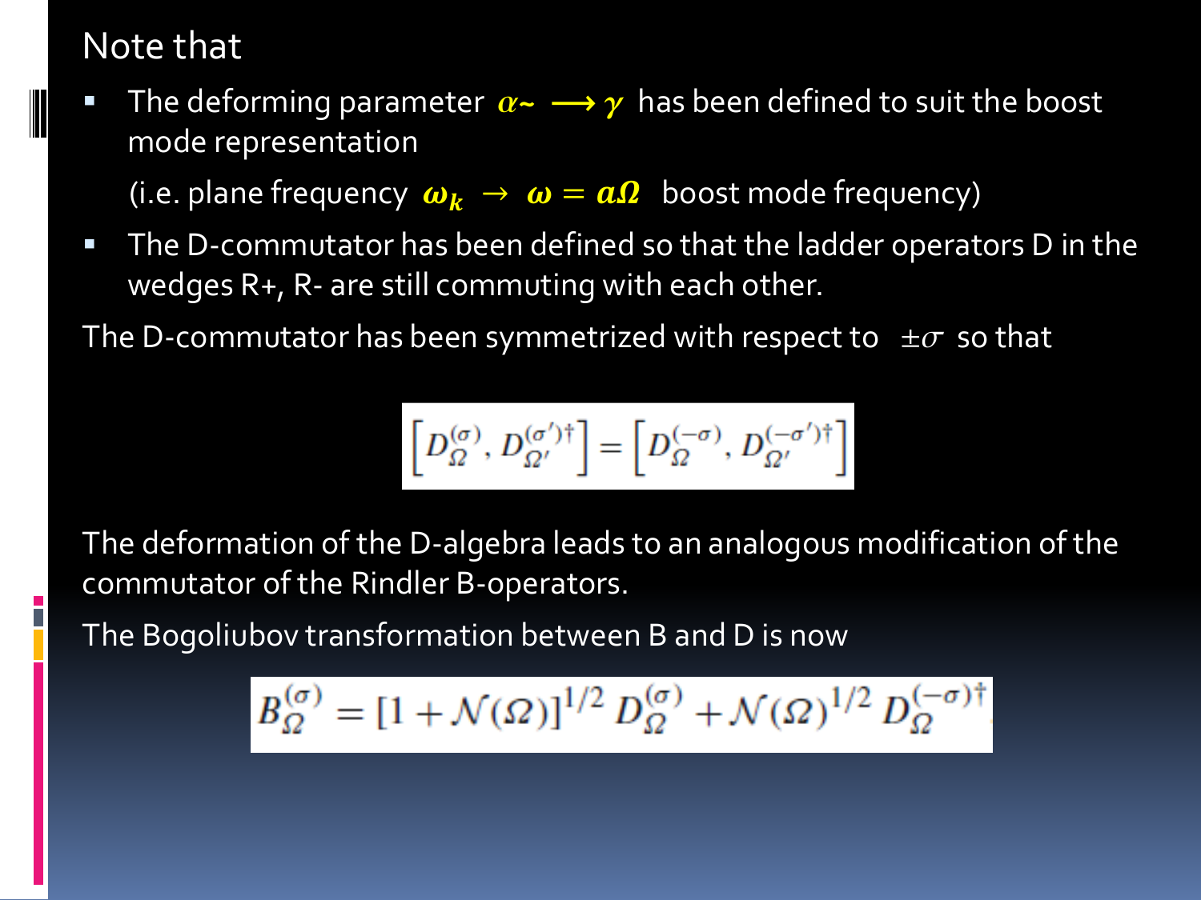Note that

- The deforming parameter $\alpha\sim \longrightarrow \gamma$ has been defined to suit the boost mode representation

  (i.e. plane frequency $\omega_k \rightarrow \omega = a\Omega$ boost mode frequency)

- The D-commutator has been defined so that the ladder operators D in the wedges R+, R- are still commuting with each other.

The D-commutator has been symmetrized with respect to $\pm\sigma$ so that

$$\left[D_{\Omega}^{(\sigma)}, D_{\Omega'}^{(\sigma')\dagger}\right] = \left[D_{\Omega}^{(-\sigma)}, D_{\Omega'}^{(-\sigma')\dagger}\right]$$

The deformation of the D-algebra leads to an analogous modification of the commutator of the Rindler B-operators.

The Bogoliubov transformation between B and D is now

$$B_{\Omega}^{(\sigma)} = [1 + \mathcal{N}(\Omega)]^{1/2} D_{\Omega}^{(\sigma)} + \mathcal{N}(\Omega)^{1/2} D_{\Omega}^{(-\sigma)\dagger}$$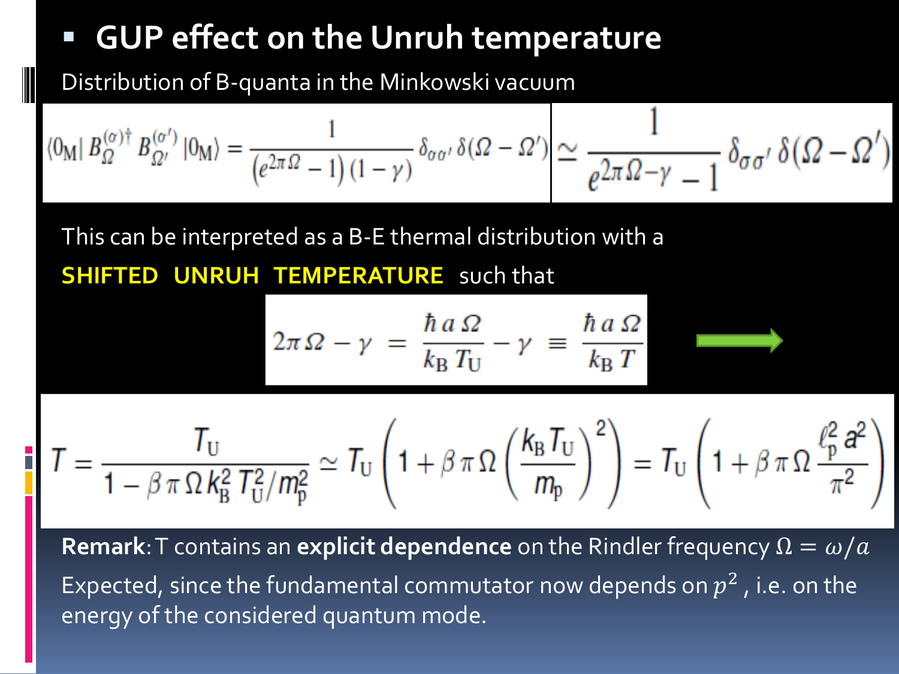## GUP effect on the Unruh temperature

Distribution of B-quanta in the Minkowski vacuum

$$\langle 0_{\mathrm{M}} | B_{\Omega}^{(\sigma)\dagger} B_{\Omega'}^{(\sigma')} | 0_{\mathrm{M}} \rangle = \frac{1}{\left(e^{2\pi\Omega} - 1\right)(1-\gamma)} \delta_{\sigma\sigma'} \delta(\Omega - \Omega') \simeq \frac{1}{e^{2\pi\Omega - \gamma} - 1} \delta_{\sigma\sigma'} \delta(\Omega - \Omega')$$

This can be interpreted as a B-E thermal distribution with a **SHIFTED UNRUH TEMPERATURE** such that

$$2\pi\Omega - \gamma = \frac{\hbar a \Omega}{k_{\mathrm{B}} T_{\mathrm{U}}} - \gamma \equiv \frac{\hbar a \Omega}{k_{\mathrm{B}} T}$$

$$T = \frac{T_{\mathrm{U}}}{1 - \beta \pi \Omega k_{\mathrm{B}}^2 T_{\mathrm{U}}^2 / m_{\mathrm{p}}^2} \simeq T_{\mathrm{U}} \left(1 + \beta \pi \Omega \left(\frac{k_{\mathrm{B}} T_{\mathrm{U}}}{m_{\mathrm{p}}}\right)^2\right) = T_{\mathrm{U}} \left(1 + \beta \pi \Omega \frac{\ell_{\mathrm{p}}^2 a^2}{\pi^2}\right)$$

**Remark**: T contains an **explicit dependence** on the Rindler frequency $\Omega = \omega/a$

Expected, since the fundamental commutator now depends on $p^2$ , i.e. on the energy of the considered quantum mode.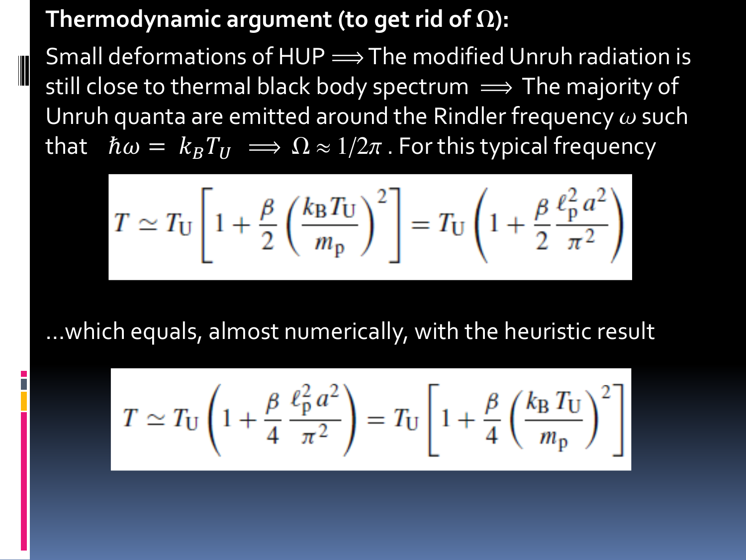**Thermodynamic argument (to get rid of $\Omega$):**

Small deformations of HUP $\Longrightarrow$ The modified Unruh radiation is still close to thermal black body spectrum $\Longrightarrow$ The majority of Unruh quanta are emitted around the Rindler frequency $\omega$ such that $\hbar\omega = k_B T_U \Longrightarrow \Omega \approx 1/2\pi$ . For this typical frequency

$$T \simeq T_{\mathrm{U}}\left[1+\frac{\beta}{2}\left(\frac{k_{\mathrm{B}}T_{\mathrm{U}}}{m_{\mathrm{p}}}\right)^2\right] = T_{\mathrm{U}}\left(1+\frac{\beta}{2}\frac{\ell_{\mathrm{p}}^2 a^2}{\pi^2}\right)$$

...which equals, almost numerically, with the heuristic result

$$T \simeq T_{\mathrm{U}}\left(1+\frac{\beta}{4}\frac{\ell_{\mathrm{p}}^2 a^2}{\pi^2}\right) = T_{\mathrm{U}}\left[1+\frac{\beta}{4}\left(\frac{k_{\mathrm{B}}T_{\mathrm{U}}}{m_{\mathrm{p}}}\right)^2\right]$$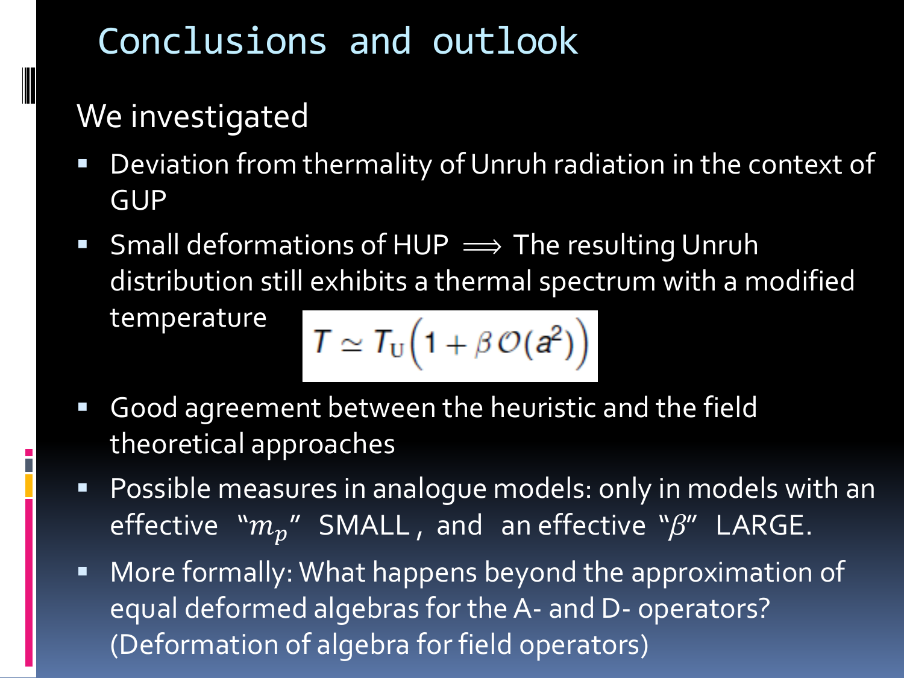# Conclusions and outlook

We investigated

- Deviation from thermality of Unruh radiation in the context of GUP
- Small deformations of HUP $\Longrightarrow$ The resulting Unruh distribution still exhibits a thermal spectrum with a modified temperature

$$T \simeq T_{\mathrm{U}}\left(1 + \beta\,\mathcal{O}(a^2)\right)$$

- Good agreement between the heuristic and the field theoretical approaches
- Possible measures in analogue models: only in models with an effective "$m_p$" SMALL, and an effective "$\beta$" LARGE.
- More formally: What happens beyond the approximation of equal deformed algebras for the A- and D- operators? (Deformation of algebra for field operators)